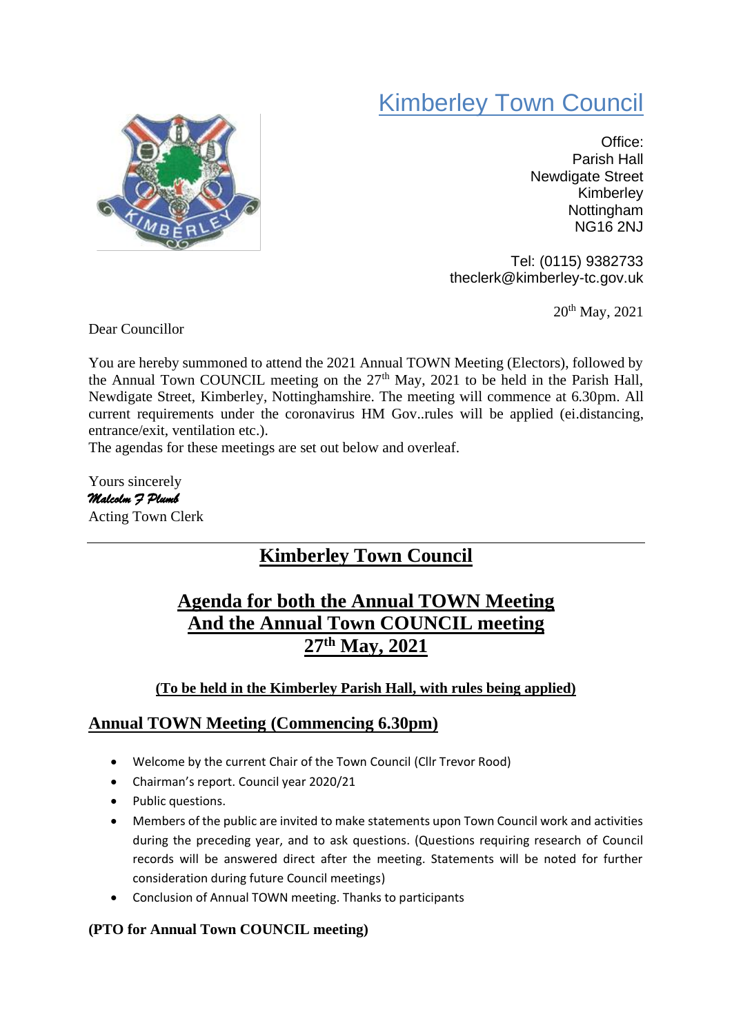# Kimberley Town Council

Office:
Parish Hall
Newdigate Street
Kimberley
Nottingham
NG16 2NJ

Tel: (0115) 9382733
theclerk@kimberley-tc.gov.uk

20th May, 2021

Dear Councillor

You are hereby summoned to attend the 2021 Annual TOWN Meeting (Electors), followed by the Annual Town COUNCIL meeting on the 27th May, 2021 to be held in the Parish Hall, Newdigate Street, Kimberley, Nottinghamshire. The meeting will commence at 6.30pm. All current requirements under the coronavirus HM Gov..rules will be applied (ei.distancing, entrance/exit, ventilation etc.).
The agendas for these meetings are set out below and overleaf.

Yours sincerely
*Malcolm F Plumb*
Acting Town Clerk

---

## Kimberley Town Council

## Agenda for both the Annual TOWN Meeting And the Annual Town COUNCIL meeting 27th May, 2021

**(To be held in the Kimberley Parish Hall, with rules being applied)**

### Annual TOWN Meeting (Commencing 6.30pm)

- Welcome by the current Chair of the Town Council (Cllr Trevor Rood)
- Chairman's report. Council year 2020/21
- Public questions.
- Members of the public are invited to make statements upon Town Council work and activities during the preceding year, and to ask questions. (Questions requiring research of Council records will be answered direct after the meeting. Statements will be noted for further consideration during future Council meetings)
- Conclusion of Annual TOWN meeting. Thanks to participants

**(PTO for Annual Town COUNCIL meeting)**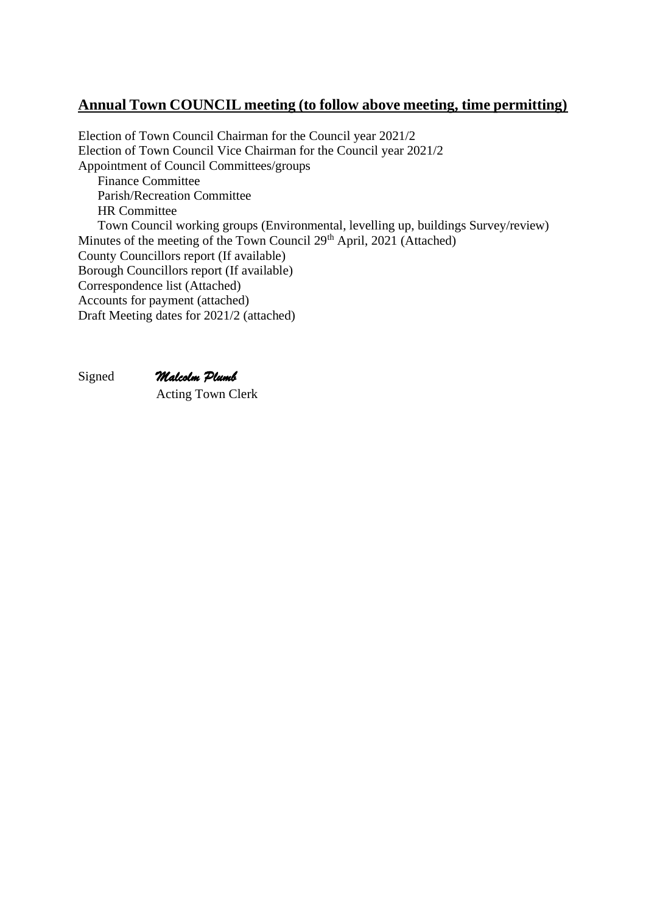## **Annual Town COUNCIL meeting (to follow above meeting, time permitting)**

Election of Town Council Chairman for the Council year 2021/2
Election of Town Council Vice Chairman for the Council year 2021/2
Appointment of Council Committees/groups

- Finance Committee
- Parish/Recreation Committee
- HR Committee
- Town Council working groups (Environmental, levelling up, buildings Survey/review)

Minutes of the meeting of the Town Council 29th April, 2021 (Attached)
County Councillors report (If available)
Borough Councillors report (If available)
Correspondence list (Attached)
Accounts for payment (attached)
Draft Meeting dates for 2021/2 (attached)

Signed *Malcolm Plumb*
Acting Town Clerk